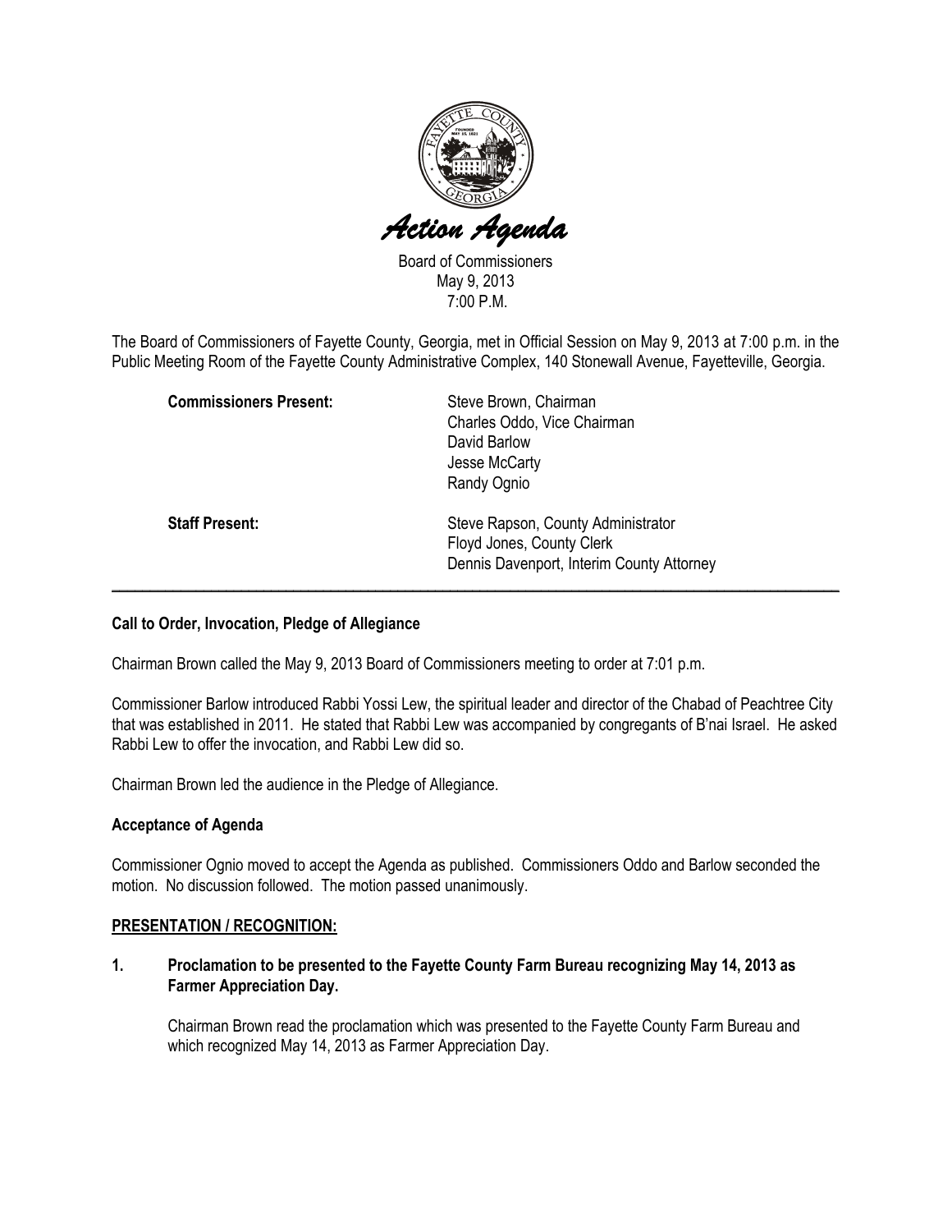# Action Agenda

Board of Commissioners
May 9, 2013
7:00 P.M.

The Board of Commissioners of Fayette County, Georgia, met in Official Session on May 9, 2013 at 7:00 p.m. in the Public Meeting Room of the Fayette County Administrative Complex, 140 Stonewall Avenue, Fayetteville, Georgia.

**Commissioners Present:**
- Steve Brown, Chairman
- Charles Oddo, Vice Chairman
- David Barlow
- Jesse McCarty
- Randy Ognio

**Staff Present:**
- Steve Rapson, County Administrator
- Floyd Jones, County Clerk
- Dennis Davenport, Interim County Attorney

---

**Call to Order, Invocation, Pledge of Allegiance**

Chairman Brown called the May 9, 2013 Board of Commissioners meeting to order at 7:01 p.m.

Commissioner Barlow introduced Rabbi Yossi Lew, the spiritual leader and director of the Chabad of Peachtree City that was established in 2011. He stated that Rabbi Lew was accompanied by congregants of B'nai Israel. He asked Rabbi Lew to offer the invocation, and Rabbi Lew did so.

Chairman Brown led the audience in the Pledge of Allegiance.

**Acceptance of Agenda**

Commissioner Ognio moved to accept the Agenda as published. Commissioners Oddo and Barlow seconded the motion. No discussion followed. The motion passed unanimously.

**PRESENTATION / RECOGNITION:**

**1. Proclamation to be presented to the Fayette County Farm Bureau recognizing May 14, 2013 as Farmer Appreciation Day.**

Chairman Brown read the proclamation which was presented to the Fayette County Farm Bureau and which recognized May 14, 2013 as Farmer Appreciation Day.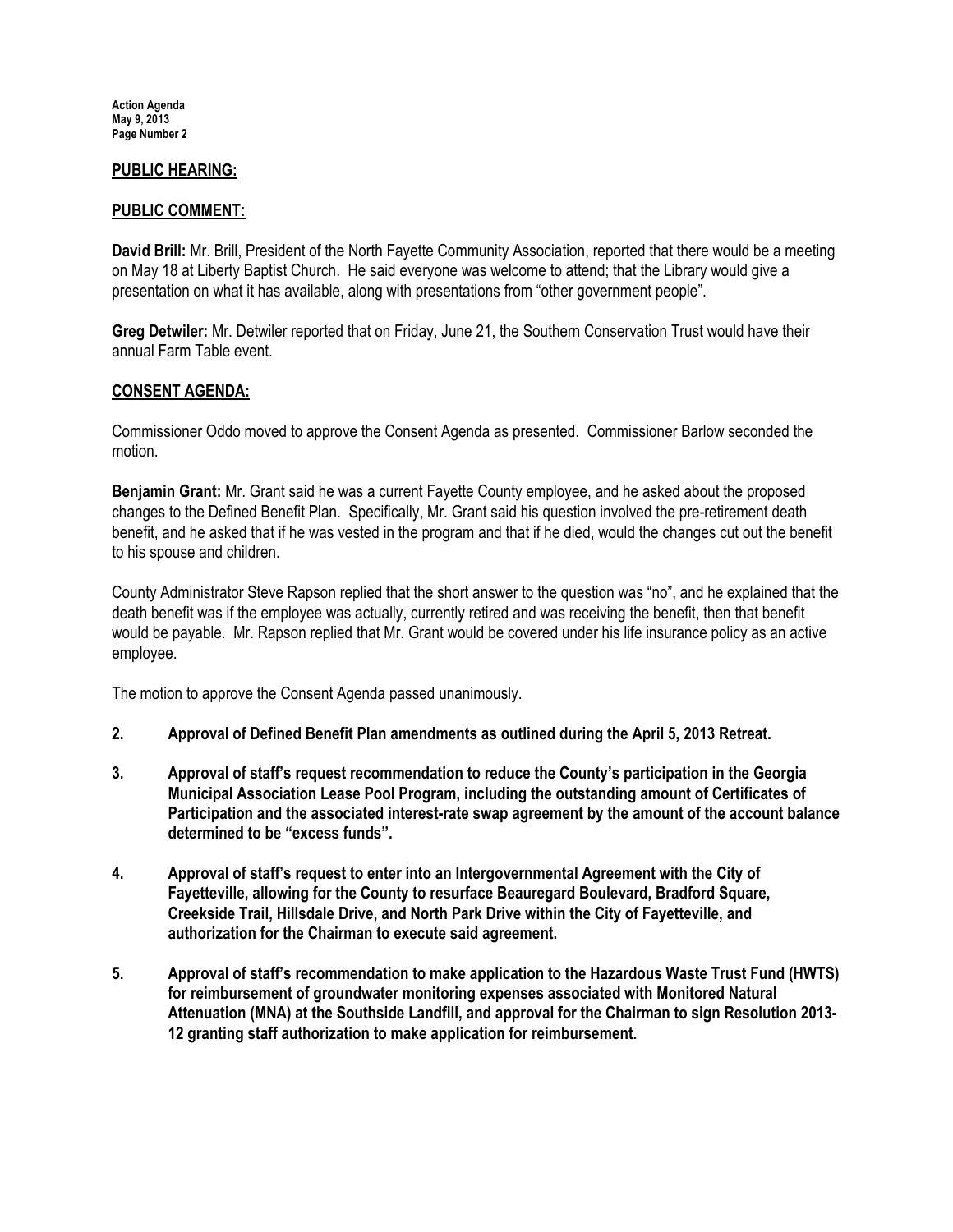## PUBLIC HEARING:

## PUBLIC COMMENT:

**David Brill:** Mr. Brill, President of the North Fayette Community Association, reported that there would be a meeting on May 18 at Liberty Baptist Church. He said everyone was welcome to attend; that the Library would give a presentation on what it has available, along with presentations from "other government people".

**Greg Detwiler:** Mr. Detwiler reported that on Friday, June 21, the Southern Conservation Trust would have their annual Farm Table event.

## CONSENT AGENDA:

Commissioner Oddo moved to approve the Consent Agenda as presented. Commissioner Barlow seconded the motion.

**Benjamin Grant:** Mr. Grant said he was a current Fayette County employee, and he asked about the proposed changes to the Defined Benefit Plan. Specifically, Mr. Grant said his question involved the pre-retirement death benefit, and he asked that if he was vested in the program and that if he died, would the changes cut out the benefit to his spouse and children.

County Administrator Steve Rapson replied that the short answer to the question was "no", and he explained that the death benefit was if the employee was actually, currently retired and was receiving the benefit, then that benefit would be payable. Mr. Rapson replied that Mr. Grant would be covered under his life insurance policy as an active employee.

The motion to approve the Consent Agenda passed unanimously.

**2. Approval of Defined Benefit Plan amendments as outlined during the April 5, 2013 Retreat.**

**3. Approval of staff's request recommendation to reduce the County's participation in the Georgia Municipal Association Lease Pool Program, including the outstanding amount of Certificates of Participation and the associated interest-rate swap agreement by the amount of the account balance determined to be "excess funds".**

**4. Approval of staff's request to enter into an Intergovernmental Agreement with the City of Fayetteville, allowing for the County to resurface Beauregard Boulevard, Bradford Square, Creekside Trail, Hillsdale Drive, and North Park Drive within the City of Fayetteville, and authorization for the Chairman to execute said agreement.**

**5. Approval of staff's recommendation to make application to the Hazardous Waste Trust Fund (HWTS) for reimbursement of groundwater monitoring expenses associated with Monitored Natural Attenuation (MNA) at the Southside Landfill, and approval for the Chairman to sign Resolution 2013-12 granting staff authorization to make application for reimbursement.**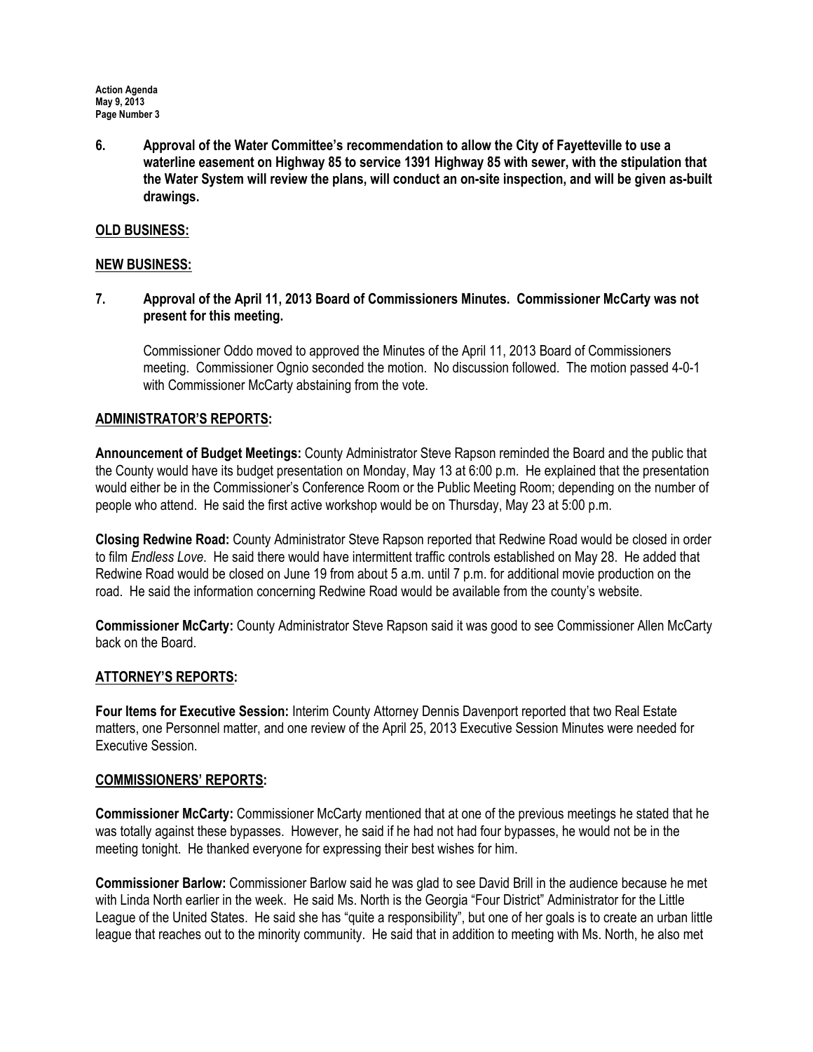**6. Approval of the Water Committee's recommendation to allow the City of Fayetteville to use a waterline easement on Highway 85 to service 1391 Highway 85 with sewer, with the stipulation that the Water System will review the plans, will conduct an on-site inspection, and will be given as-built drawings.**

**<u>OLD BUSINESS:</u>**

**<u>NEW BUSINESS:</u>**

**7. Approval of the April 11, 2013 Board of Commissioners Minutes. Commissioner McCarty was not present for this meeting.**

Commissioner Oddo moved to approved the Minutes of the April 11, 2013 Board of Commissioners meeting. Commissioner Ognio seconded the motion. No discussion followed. The motion passed 4-0-1 with Commissioner McCarty abstaining from the vote.

**<u>ADMINISTRATOR'S REPORTS:</u>**

**Announcement of Budget Meetings:** County Administrator Steve Rapson reminded the Board and the public that the County would have its budget presentation on Monday, May 13 at 6:00 p.m. He explained that the presentation would either be in the Commissioner's Conference Room or the Public Meeting Room; depending on the number of people who attend. He said the first active workshop would be on Thursday, May 23 at 5:00 p.m.

**Closing Redwine Road:** County Administrator Steve Rapson reported that Redwine Road would be closed in order to film *Endless Love*. He said there would have intermittent traffic controls established on May 28. He added that Redwine Road would be closed on June 19 from about 5 a.m. until 7 p.m. for additional movie production on the road. He said the information concerning Redwine Road would be available from the county's website.

**Commissioner McCarty:** County Administrator Steve Rapson said it was good to see Commissioner Allen McCarty back on the Board.

**<u>ATTORNEY'S REPORTS:</u>**

**Four Items for Executive Session:** Interim County Attorney Dennis Davenport reported that two Real Estate matters, one Personnel matter, and one review of the April 25, 2013 Executive Session Minutes were needed for Executive Session.

**<u>COMMISSIONERS' REPORTS:</u>**

**Commissioner McCarty:** Commissioner McCarty mentioned that at one of the previous meetings he stated that he was totally against these bypasses. However, he said if he had not had four bypasses, he would not be in the meeting tonight. He thanked everyone for expressing their best wishes for him.

**Commissioner Barlow:** Commissioner Barlow said he was glad to see David Brill in the audience because he met with Linda North earlier in the week. He said Ms. North is the Georgia "Four District" Administrator for the Little League of the United States. He said she has "quite a responsibility", but one of her goals is to create an urban little league that reaches out to the minority community. He said that in addition to meeting with Ms. North, he also met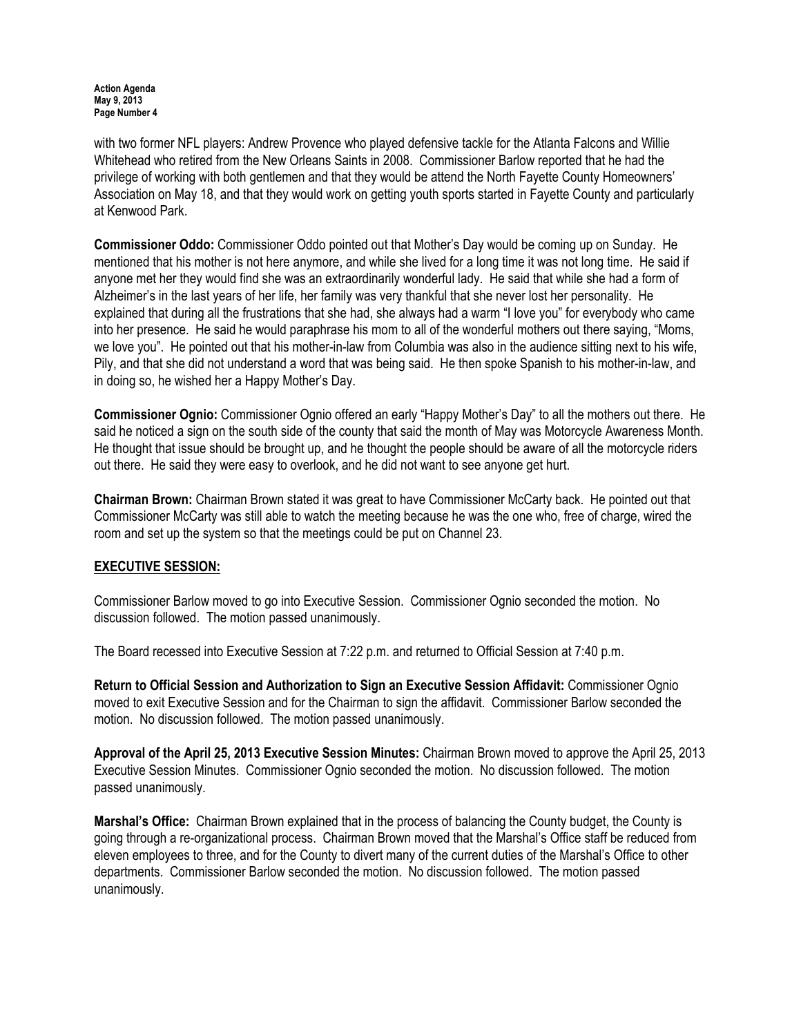with two former NFL players: Andrew Provence who played defensive tackle for the Atlanta Falcons and Willie Whitehead who retired from the New Orleans Saints in 2008. Commissioner Barlow reported that he had the privilege of working with both gentlemen and that they would be attend the North Fayette County Homeowners' Association on May 18, and that they would work on getting youth sports started in Fayette County and particularly at Kenwood Park.

**Commissioner Oddo:** Commissioner Oddo pointed out that Mother's Day would be coming up on Sunday. He mentioned that his mother is not here anymore, and while she lived for a long time it was not long time. He said if anyone met her they would find she was an extraordinarily wonderful lady. He said that while she had a form of Alzheimer's in the last years of her life, her family was very thankful that she never lost her personality. He explained that during all the frustrations that she had, she always had a warm "I love you" for everybody who came into her presence. He said he would paraphrase his mom to all of the wonderful mothers out there saying, "Moms, we love you". He pointed out that his mother-in-law from Columbia was also in the audience sitting next to his wife, Pily, and that she did not understand a word that was being said. He then spoke Spanish to his mother-in-law, and in doing so, he wished her a Happy Mother's Day.

**Commissioner Ognio:** Commissioner Ognio offered an early "Happy Mother's Day" to all the mothers out there. He said he noticed a sign on the south side of the county that said the month of May was Motorcycle Awareness Month. He thought that issue should be brought up, and he thought the people should be aware of all the motorcycle riders out there. He said they were easy to overlook, and he did not want to see anyone get hurt.

**Chairman Brown:** Chairman Brown stated it was great to have Commissioner McCarty back. He pointed out that Commissioner McCarty was still able to watch the meeting because he was the one who, free of charge, wired the room and set up the system so that the meetings could be put on Channel 23.

## EXECUTIVE SESSION:

Commissioner Barlow moved to go into Executive Session. Commissioner Ognio seconded the motion. No discussion followed. The motion passed unanimously.

The Board recessed into Executive Session at 7:22 p.m. and returned to Official Session at 7:40 p.m.

**Return to Official Session and Authorization to Sign an Executive Session Affidavit:** Commissioner Ognio moved to exit Executive Session and for the Chairman to sign the affidavit. Commissioner Barlow seconded the motion. No discussion followed. The motion passed unanimously.

**Approval of the April 25, 2013 Executive Session Minutes:** Chairman Brown moved to approve the April 25, 2013 Executive Session Minutes. Commissioner Ognio seconded the motion. No discussion followed. The motion passed unanimously.

**Marshal's Office:** Chairman Brown explained that in the process of balancing the County budget, the County is going through a re-organizational process. Chairman Brown moved that the Marshal's Office staff be reduced from eleven employees to three, and for the County to divert many of the current duties of the Marshal's Office to other departments. Commissioner Barlow seconded the motion. No discussion followed. The motion passed unanimously.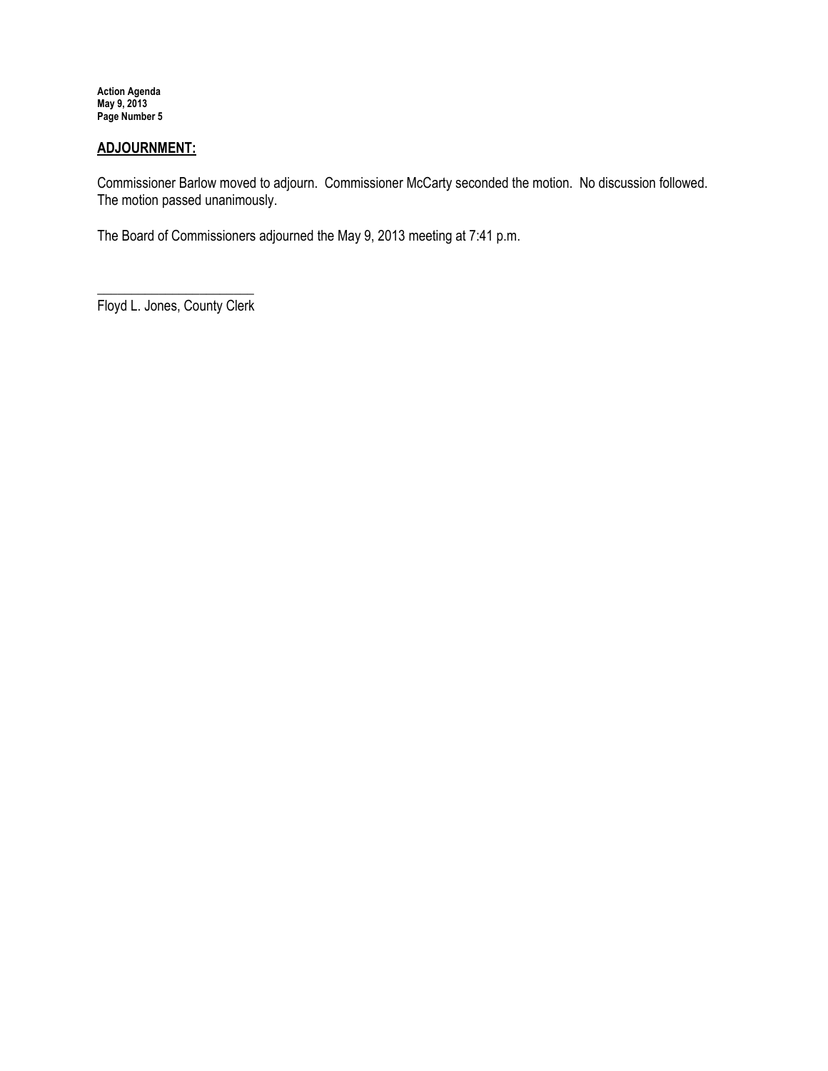## ADJOURNMENT:

Commissioner Barlow moved to adjourn. Commissioner McCarty seconded the motion. No discussion followed. The motion passed unanimously.

The Board of Commissioners adjourned the May 9, 2013 meeting at 7:41 p.m.

\_\_\_\_\_\_\_\_\_\_\_\_\_\_\_\_\_\_\_\_\_\_\_\_

Floyd L. Jones, County Clerk